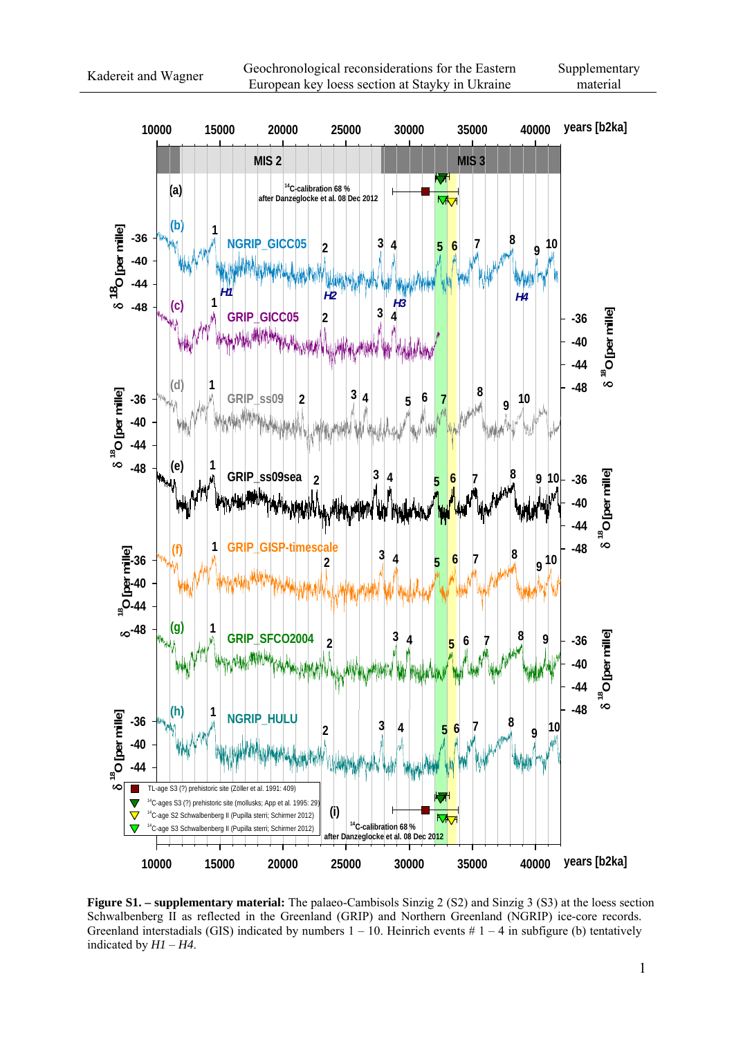**Figure S1. – supplementary material:** The palaeo-Cambisols Sinzig 2 (S2) and Sinzig 3 (S3) at the loess section Schwalbenberg II as reflected in the Greenland (GRIP) and Northern Greenland (NGRIP) ice-core records. Greenland interstadials (GIS) indicated by numbers 1 – 10. Heinrich events # 1 – 4 in subfigure (b) tentatively indicated by *H1* – *H4*.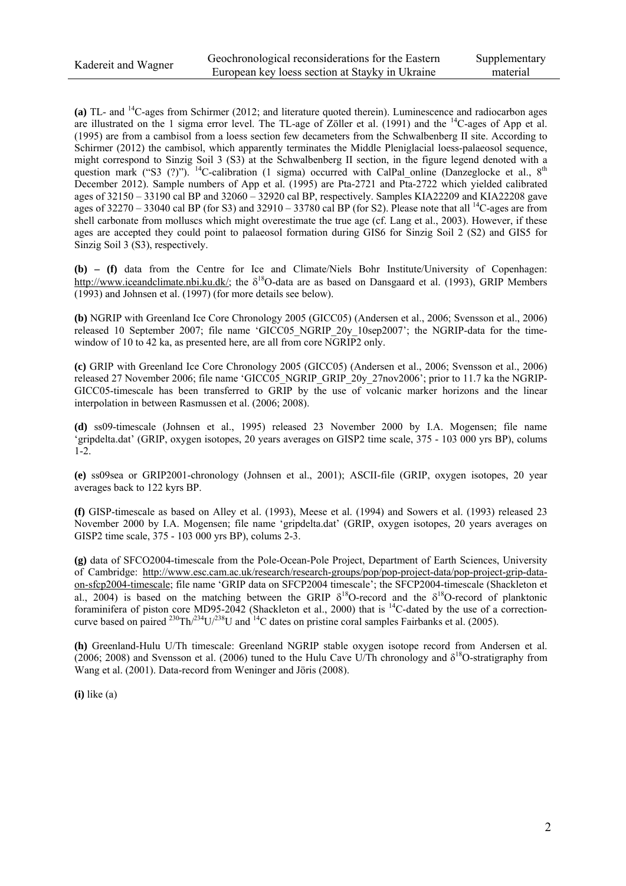**(a)** TL- and $^{14}C$-ages from Schirmer (2012; and literature quoted therein). Luminescence and radiocarbon ages are illustrated on the 1 sigma error level. The TL-age of Zöller et al. (1991) and the $^{14}C$-ages of App et al. (1995) are from a cambisol from a loess section few decameters from the Schwalbenberg II site. According to Schirmer (2012) the cambisol, which apparently terminates the Middle Pleniglacial loess-palaeosol sequence, might correspond to Sinzig Soil 3 (S3) at the Schwalbenberg II section, in the figure legend denoted with a question mark ("S3 (?)"). $^{14}C$-calibration (1 sigma) occurred with CalPal_online (Danzeglocke et al., 8th December 2012). Sample numbers of App et al. (1995) are Pta-2721 and Pta-2722 which yielded calibrated ages of 32150 – 33190 cal BP and 32060 – 32920 cal BP, respectively. Samples KIA22209 and KIA22208 gave ages of 32270 – 33040 cal BP (for S3) and 32910 – 33780 cal BP (for S2). Please note that all $^{14}C$-ages are from shell carbonate from molluscs which might overestimate the true age (cf. Lang et al., 2003). However, if these ages are accepted they could point to palaeosol formation during GIS6 for Sinzig Soil 2 (S2) and GIS5 for Sinzig Soil 3 (S3), respectively.

**(b) – (f)** data from the Centre for Ice and Climate/Niels Bohr Institute/University of Copenhagen: http://www.iceandclimate.nbi.ku.dk/; the $\delta^{18}O$-data are as based on Dansgaard et al. (1993), GRIP Members (1993) and Johnsen et al. (1997) (for more details see below).

**(b)** NGRIP with Greenland Ice Core Chronology 2005 (GICC05) (Andersen et al., 2006; Svensson et al., 2006) released 10 September 2007; file name 'GICC05_NGRIP_20y_10sep2007'; the NGRIP-data for the time-window of 10 to 42 ka, as presented here, are all from core NGRIP2 only.

**(c)** GRIP with Greenland Ice Core Chronology 2005 (GICC05) (Andersen et al., 2006; Svensson et al., 2006) released 27 November 2006; file name 'GICC05_NGRIP_GRIP_20y_27nov2006'; prior to 11.7 ka the NGRIP-GICC05-timescale has been transferred to GRIP by the use of volcanic marker horizons and the linear interpolation in between Rasmussen et al. (2006; 2008).

**(d)** ss09-timescale (Johnsen et al., 1995) released 23 November 2000 by I.A. Mogensen; file name 'gripdelta.dat' (GRIP, oxygen isotopes, 20 years averages on GISP2 time scale, 375 - 103 000 yrs BP), colums 1-2.

**(e)** ss09sea or GRIP2001-chronology (Johnsen et al., 2001); ASCII-file (GRIP, oxygen isotopes, 20 year averages back to 122 kyrs BP.

**(f)** GISP-timescale as based on Alley et al. (1993), Meese et al. (1994) and Sowers et al. (1993) released 23 November 2000 by I.A. Mogensen; file name 'gripdelta.dat' (GRIP, oxygen isotopes, 20 years averages on GISP2 time scale, 375 - 103 000 yrs BP), colums 2-3.

**(g)** data of SFCO2004-timescale from the Pole-Ocean-Pole Project, Department of Earth Sciences, University of Cambridge: http://www.esc.cam.ac.uk/research/research-groups/pop/pop-project-data/pop-project-grip-data-on-sfcp2004-timescale; file name 'GRIP data on SFCP2004 timescale'; the SFCP2004-timescale (Shackleton et al., 2004) is based on the matching between the GRIP $\delta^{18}O$-record and the $\delta^{18}O$-record of planktonic foraminifera of piston core MD95-2042 (Shackleton et al., 2000) that is $^{14}C$-dated by the use of a correction-curve based on paired $^{230}Th/^{234}U/^{238}U$ and $^{14}C$ dates on pristine coral samples Fairbanks et al. (2005).

**(h)** Greenland-Hulu U/Th timescale: Greenland NGRIP stable oxygen isotope record from Andersen et al. (2006; 2008) and Svensson et al. (2006) tuned to the Hulu Cave U/Th chronology and $\delta^{18}O$-stratigraphy from Wang et al. (2001). Data-record from Weninger and Jöris (2008).

**(i)** like (a)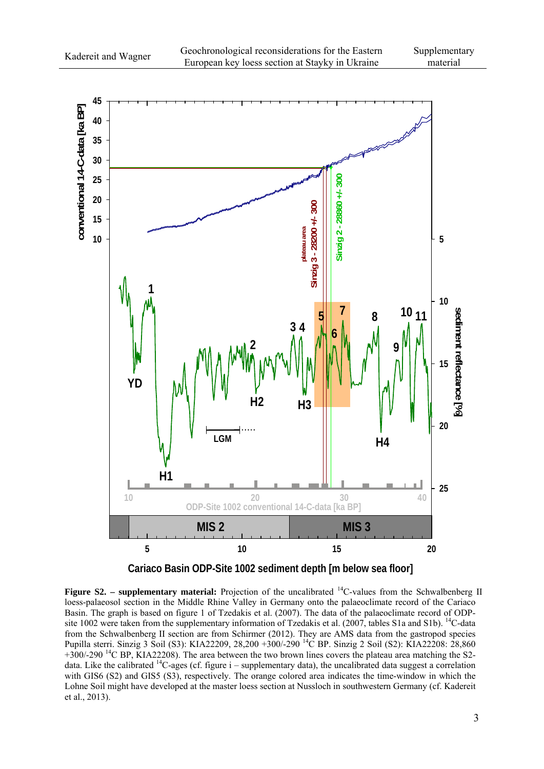**Figure S2. – supplementary material:** Projection of the uncalibrated $^{14}$C-values from the Schwalbenberg II loess-palaeosol section in the Middle Rhine Valley in Germany onto the palaeoclimate record of the Cariaco Basin. The graph is based on figure 1 of Tzedakis et al. (2007). The data of the palaeoclimate record of ODP-site 1002 were taken from the supplementary information of Tzedakis et al. (2007, tables S1a and S1b). $^{14}$C-data from the Schwalbenberg II section are from Schirmer (2012). They are AMS data from the gastropod species Pupilla sterri. Sinzig 3 Soil (S3): KIA22209, 28,200 +300/-290 $^{14}$C BP. Sinzig 2 Soil (S2): KIA22208: 28,860 +300/-290 $^{14}$C BP, KIA22208). The area between the two brown lines covers the plateau area matching the S2-data. Like the calibrated $^{14}$C-ages (cf. figure i – supplementary data), the uncalibrated data suggest a correlation with GIS6 (S2) and GIS5 (S3), respectively. The orange colored area indicates the time-window in which the Lohne Soil might have developed at the master loess section at Nussloch in southwestern Germany (cf. Kadereit et al., 2013).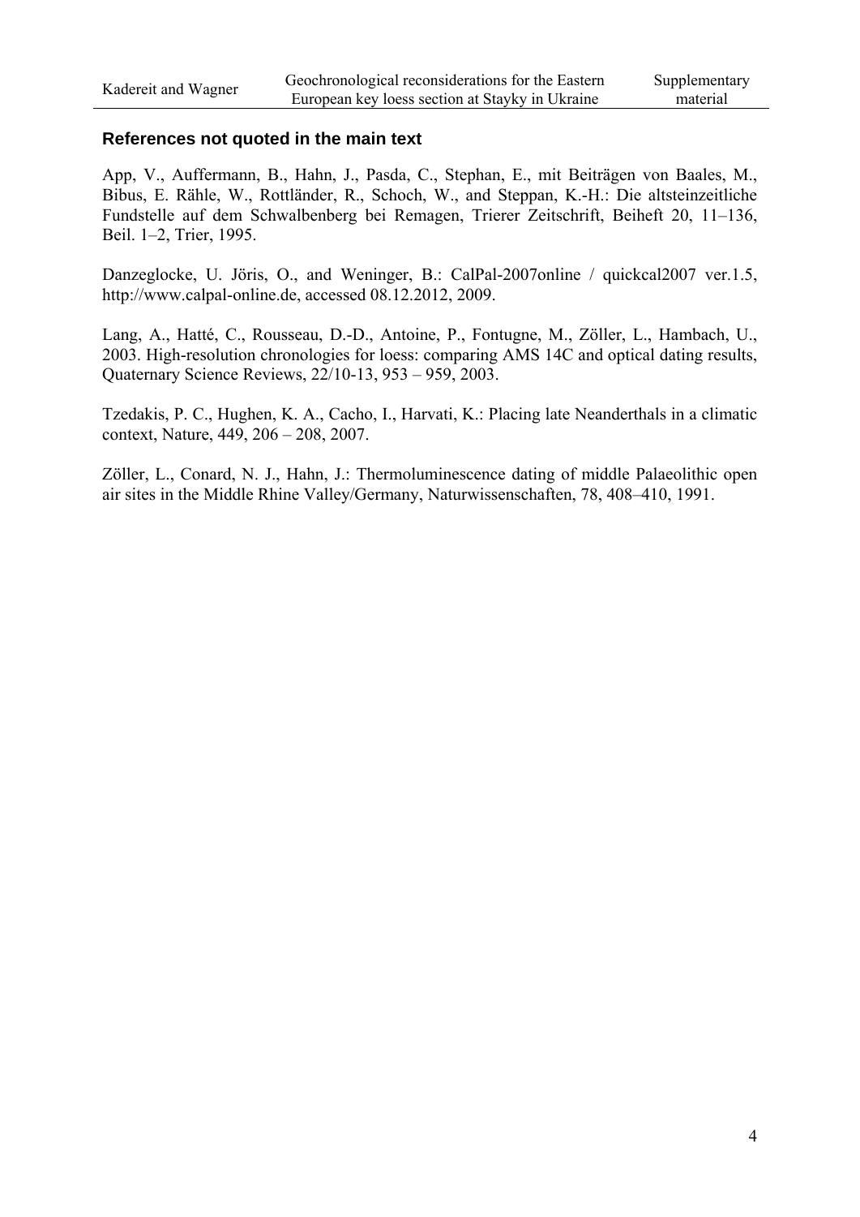### References not quoted in the main text

App, V., Auffermann, B., Hahn, J., Pasda, C., Stephan, E., mit Beiträgen von Baales, M., Bibus, E. Rähle, W., Rottländer, R., Schoch, W., and Steppan, K.-H.: Die altsteinzeitliche Fundstelle auf dem Schwalbenberg bei Remagen, Trierer Zeitschrift, Beiheft 20, 11–136, Beil. 1–2, Trier, 1995.

Danzeglocke, U. Jöris, O., and Weninger, B.: CalPal-2007online / quickcal2007 ver.1.5, http://www.calpal-online.de, accessed 08.12.2012, 2009.

Lang, A., Hatté, C., Rousseau, D.-D., Antoine, P., Fontugne, M., Zöller, L., Hambach, U., 2003. High-resolution chronologies for loess: comparing AMS 14C and optical dating results, Quaternary Science Reviews, 22/10-13, 953 – 959, 2003.

Tzedakis, P. C., Hughen, K. A., Cacho, I., Harvati, K.: Placing late Neanderthals in a climatic context, Nature, 449, 206 – 208, 2007.

Zöller, L., Conard, N. J., Hahn, J.: Thermoluminescence dating of middle Palaeolithic open air sites in the Middle Rhine Valley/Germany, Naturwissenschaften, 78, 408–410, 1991.